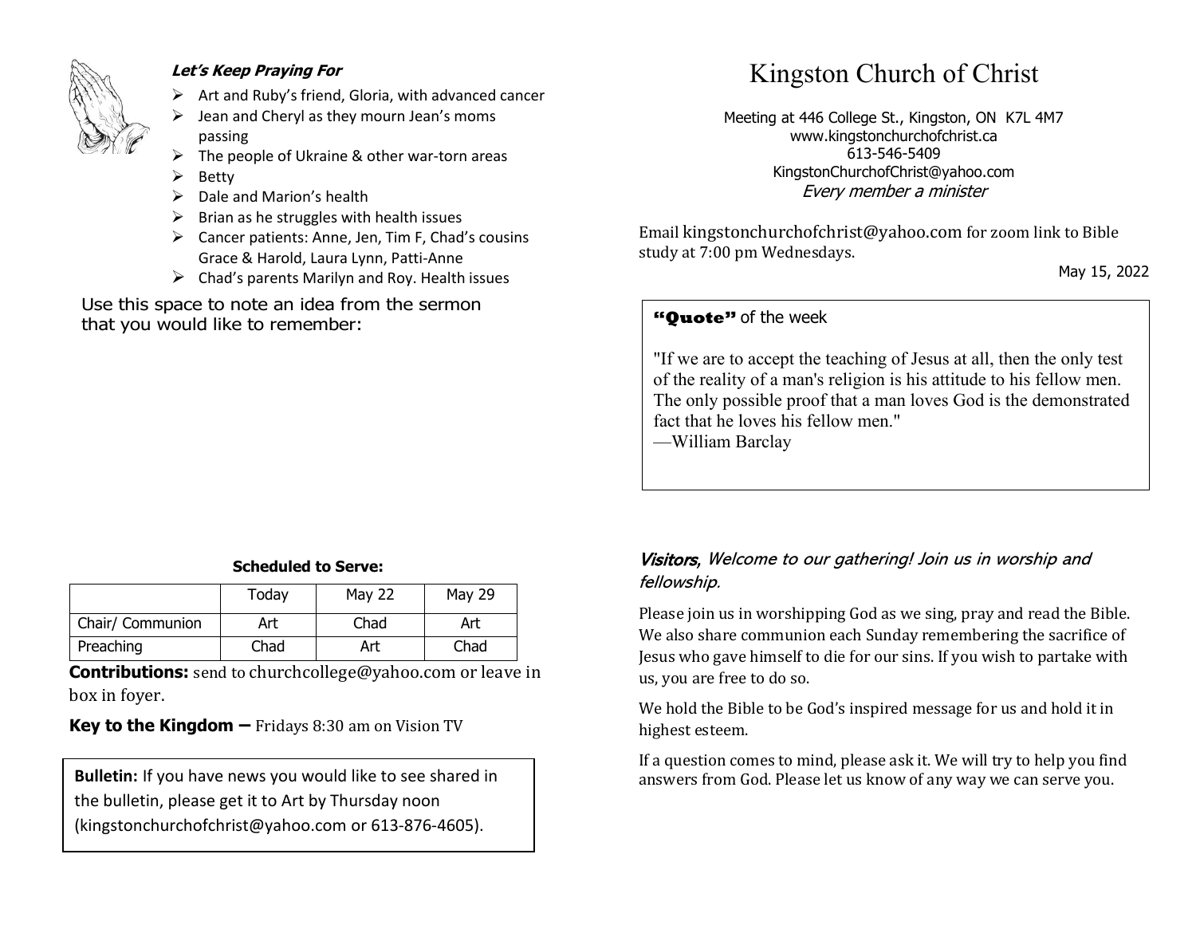# Kingston Church of Christ

Meeting at 446 College St., Kingston, ON K7L 4M7
www.kingstonchurchofchrist.ca
613-546-5409
KingstonChurchofChrist@yahoo.com
*Every member a minister*

Email kingstonchurchofchrist@yahoo.com for zoom link to Bible study at 7:00 pm Wednesdays.

May 15, 2022

**"Quote"** of the week

"If we are to accept the teaching of Jesus at all, then the only test of the reality of a man's religion is his attitude to his fellow men. The only possible proof that a man loves God is the demonstrated fact that he loves his fellow men."
—William Barclay

*Visitors, Welcome to our gathering! Join us in worship and fellowship.*

Please join us in worshipping God as we sing, pray and read the Bible. We also share communion each Sunday remembering the sacrifice of Jesus who gave himself to die for our sins. If you wish to partake with us, you are free to do so.

We hold the Bible to be God's inspired message for us and hold it in highest esteem.

If a question comes to mind, please ask it. We will try to help you find answers from God. Please let us know of any way we can serve you.

### *Let's Keep Praying For*

- Art and Ruby's friend, Gloria, with advanced cancer
- Jean and Cheryl as they mourn Jean's moms passing
- The people of Ukraine & other war-torn areas
- Betty
- Dale and Marion's health
- Brian as he struggles with health issues
- Cancer patients: Anne, Jen, Tim F, Chad's cousins Grace & Harold, Laura Lynn, Patti-Anne
- Chad's parents Marilyn and Roy. Health issues

Use this space to note an idea from the sermon that you would like to remember:

**Scheduled to Serve:**

| | Today | May 22 | May 29 |
|---|---|---|---|
| Chair/ Communion | Art | Chad | Art |
| Preaching | Chad | Art | Chad |

**Contributions:** send to churchcollege@yahoo.com or leave in box in foyer.

**Key to the Kingdom –** Fridays 8:30 am on Vision TV

**Bulletin:** If you have news you would like to see shared in the bulletin, please get it to Art by Thursday noon (kingstonchurchofchrist@yahoo.com or 613-876-4605).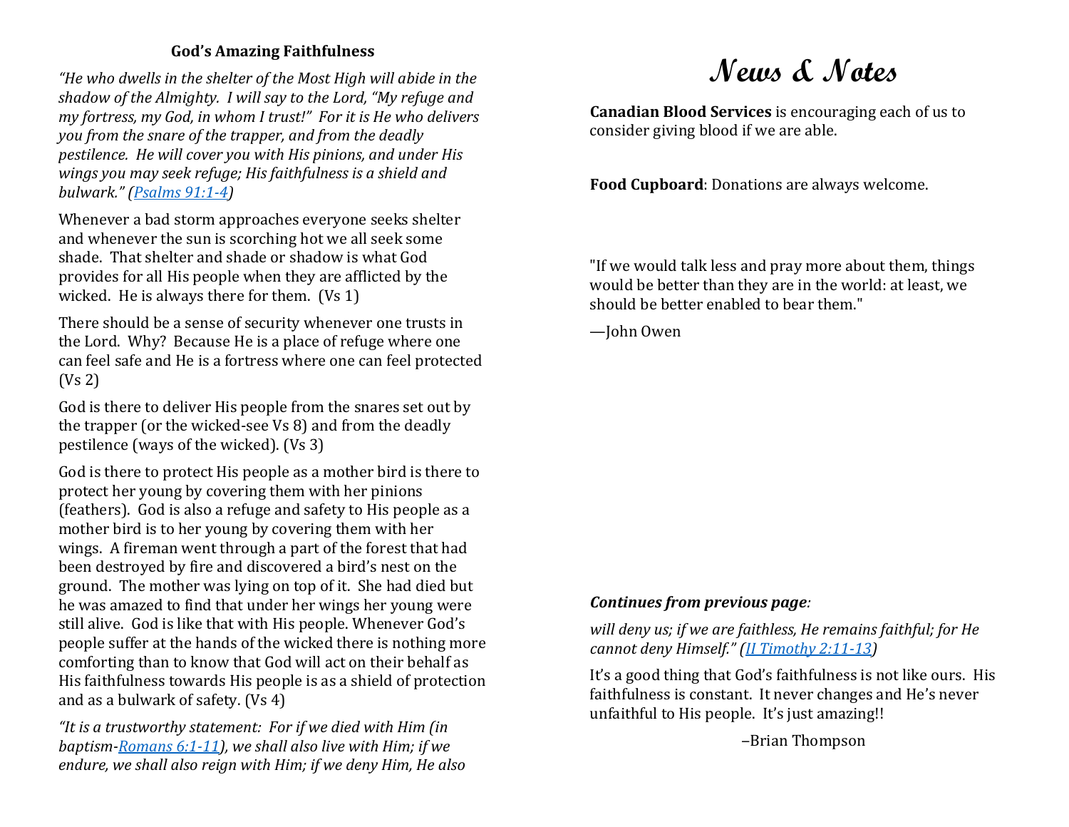## God's Amazing Faithfulness

*"He who dwells in the shelter of the Most High will abide in the shadow of the Almighty. I will say to the Lord, "My refuge and my fortress, my God, in whom I trust!" For it is He who delivers you from the snare of the trapper, and from the deadly pestilence. He will cover you with His pinions, and under His wings you may seek refuge; His faithfulness is a shield and bulwark." (Psalms 91:1-4)*

Whenever a bad storm approaches everyone seeks shelter and whenever the sun is scorching hot we all seek some shade. That shelter and shade or shadow is what God provides for all His people when they are afflicted by the wicked. He is always there for them. (Vs 1)

There should be a sense of security whenever one trusts in the Lord. Why? Because He is a place of refuge where one can feel safe and He is a fortress where one can feel protected (Vs 2)

God is there to deliver His people from the snares set out by the trapper (or the wicked-see Vs 8) and from the deadly pestilence (ways of the wicked). (Vs 3)

God is there to protect His people as a mother bird is there to protect her young by covering them with her pinions (feathers). God is also a refuge and safety to His people as a mother bird is to her young by covering them with her wings. A fireman went through a part of the forest that had been destroyed by fire and discovered a bird's nest on the ground. The mother was lying on top of it. She had died but he was amazed to find that under her wings her young were still alive. God is like that with His people. Whenever God's people suffer at the hands of the wicked there is nothing more comforting than to know that God will act on their behalf as His faithfulness towards His people is as a shield of protection and as a bulwark of safety. (Vs 4)

*"It is a trustworthy statement: For if we died with Him (in baptism-Romans 6:1-11), we shall also live with Him; if we endure, we shall also reign with Him; if we deny Him, He also will deny us; if we are faithless, He remains faithful; for He cannot deny Himself." (II Timothy 2:11-13)*

It's a good thing that God's faithfulness is not like ours. His faithfulness is constant. It never changes and He's never unfaithful to His people. It's just amazing!!

–Brian Thompson

# News & Notes

**Canadian Blood Services** is encouraging each of us to consider giving blood if we are able.

**Food Cupboard**: Donations are always welcome.

"If we would talk less and pray more about them, things would be better than they are in the world: at least, we should be better enabled to bear them."

—John Owen